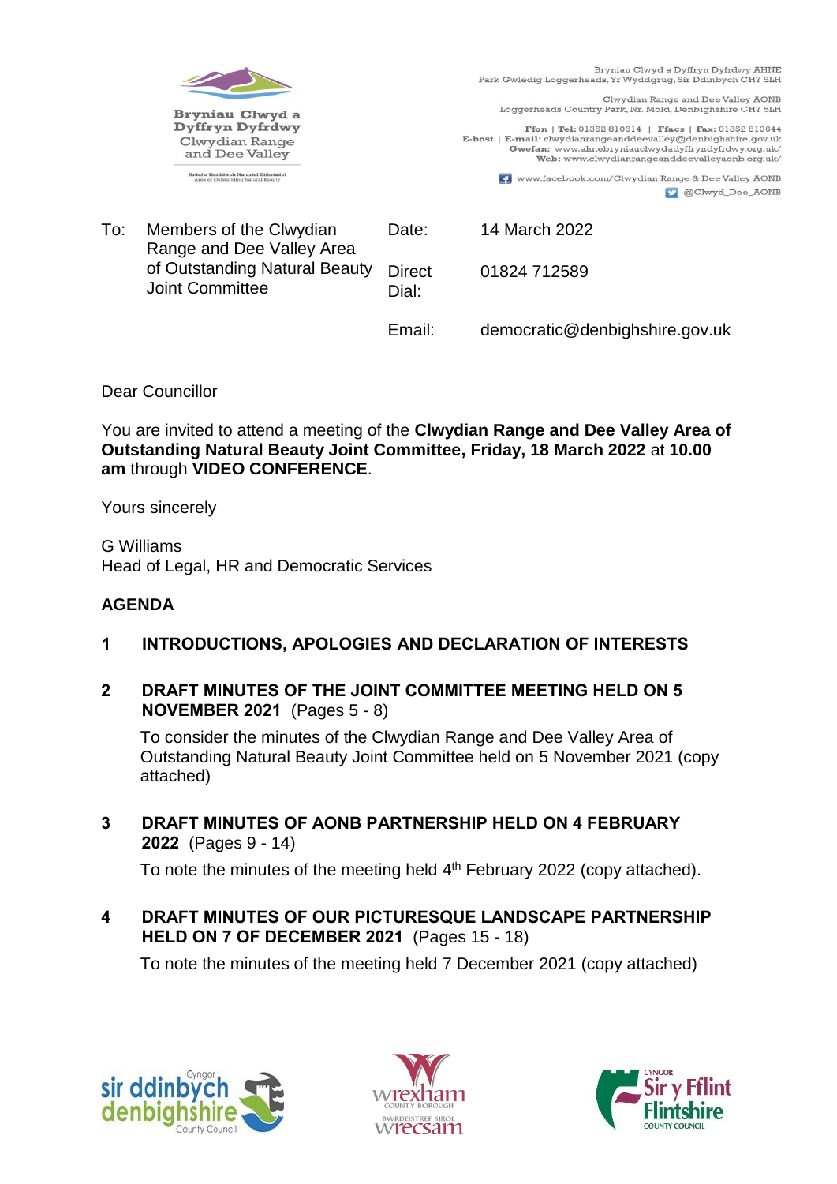Bryniau Clwyd a Dyffryn Dyfrdwy
Clwydian Range and Dee Valley
Ardal o Harddwch Naturiol Eithriadol
Area of Outstanding Natural Beauty

Bryniau Clwyd a Dyffryn Dyfrdwy AHNE
Parc Gwledig Loggerheads, Yr Wyddgrug, Sir Ddinbych CH7 5LH

Clwydian Range and Dee Valley AONB
Loggerheads Country Park, Nr. Mold, Denbighshire CH7 5LH

**Ffon | Tel:** 01352 810614 | **Ffacs | Fax:** 01352 810644
**E-bost | E-mail:** clwydianrangeanddeevalley@denbighshire.gov.uk
**Gwefan:** www.ahnebryniauclwydadyffryndyfrdwy.org.uk/
**Web:** www.clwydianrangeanddeevalleyaonb.org.uk/

www.facebook.com/Clwydian Range & Dee Valley AONB
@Clwyd_Dee_AONB

| To: | Members of the Clwydian Range and Dee Valley Area of Outstanding Natural Beauty Joint Committee | Date: | 14 March 2022 |
|---|---|---|---|
| | | Direct Dial: | 01824 712589 |
| | | Email: | democratic@denbighshire.gov.uk |

Dear Councillor

You are invited to attend a meeting of the **Clwydian Range and Dee Valley Area of Outstanding Natural Beauty Joint Committee, Friday, 18 March 2022** at **10.00 am** through **VIDEO CONFERENCE**.

Yours sincerely

G Williams
Head of Legal, HR and Democratic Services

## AGENDA

**1 INTRODUCTIONS, APOLOGIES AND DECLARATION OF INTERESTS**

**2 DRAFT MINUTES OF THE JOINT COMMITTEE MEETING HELD ON 5 NOVEMBER 2021** (Pages 5 - 8)

To consider the minutes of the Clwydian Range and Dee Valley Area of Outstanding Natural Beauty Joint Committee held on 5 November 2021 (copy attached)

**3 DRAFT MINUTES OF AONB PARTNERSHIP HELD ON 4 FEBRUARY 2022** (Pages 9 - 14)

To note the minutes of the meeting held 4th February 2022 (copy attached).

**4 DRAFT MINUTES OF OUR PICTURESQUE LANDSCAPE PARTNERSHIP HELD ON 7 OF DECEMBER 2021** (Pages 15 - 18)

To note the minutes of the meeting held 7 December 2021 (copy attached)

Cyngor Sir Ddinbych / Denbighshire County Council
Wrexham County Borough / Bwrdeistref Sirol Wrecsam
Cyngor Sir y Fflint / Flintshire County Council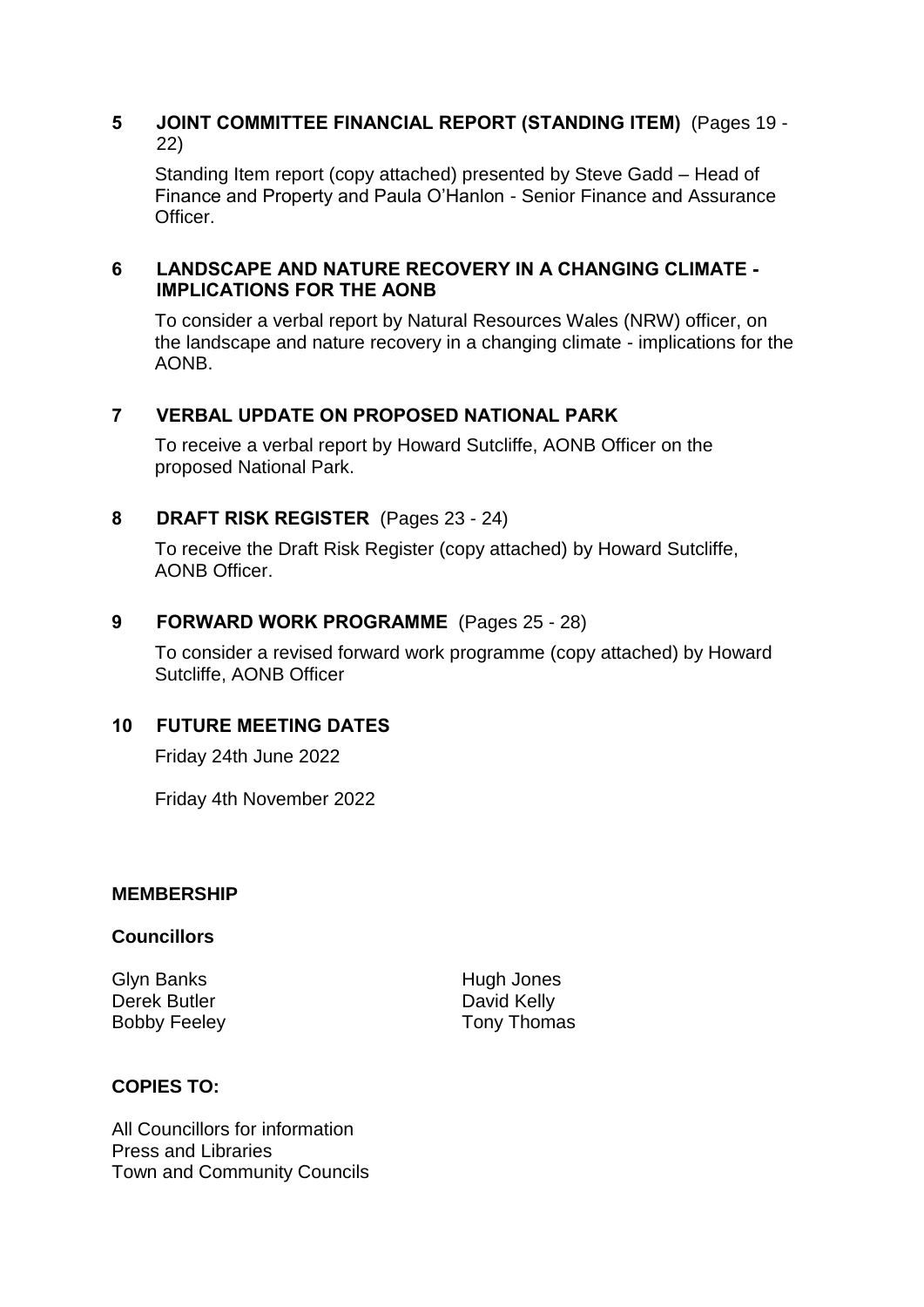**5 JOINT COMMITTEE FINANCIAL REPORT (STANDING ITEM)** (Pages 19 - 22)

Standing Item report (copy attached) presented by Steve Gadd – Head of Finance and Property and Paula O'Hanlon - Senior Finance and Assurance Officer.

**6 LANDSCAPE AND NATURE RECOVERY IN A CHANGING CLIMATE - IMPLICATIONS FOR THE AONB**

To consider a verbal report by Natural Resources Wales (NRW) officer, on the landscape and nature recovery in a changing climate - implications for the AONB.

**7 VERBAL UPDATE ON PROPOSED NATIONAL PARK**

To receive a verbal report by Howard Sutcliffe, AONB Officer on the proposed National Park.

**8 DRAFT RISK REGISTER** (Pages 23 - 24)

To receive the Draft Risk Register (copy attached) by Howard Sutcliffe, AONB Officer.

**9 FORWARD WORK PROGRAMME** (Pages 25 - 28)

To consider a revised forward work programme (copy attached) by Howard Sutcliffe, AONB Officer

**10 FUTURE MEETING DATES**

Friday 24th June 2022

Friday 4th November 2022

**MEMBERSHIP**

**Councillors**

Glyn Banks
Derek Butler
Bobby Feeley
Hugh Jones
David Kelly
Tony Thomas

**COPIES TO:**

All Councillors for information
Press and Libraries
Town and Community Councils